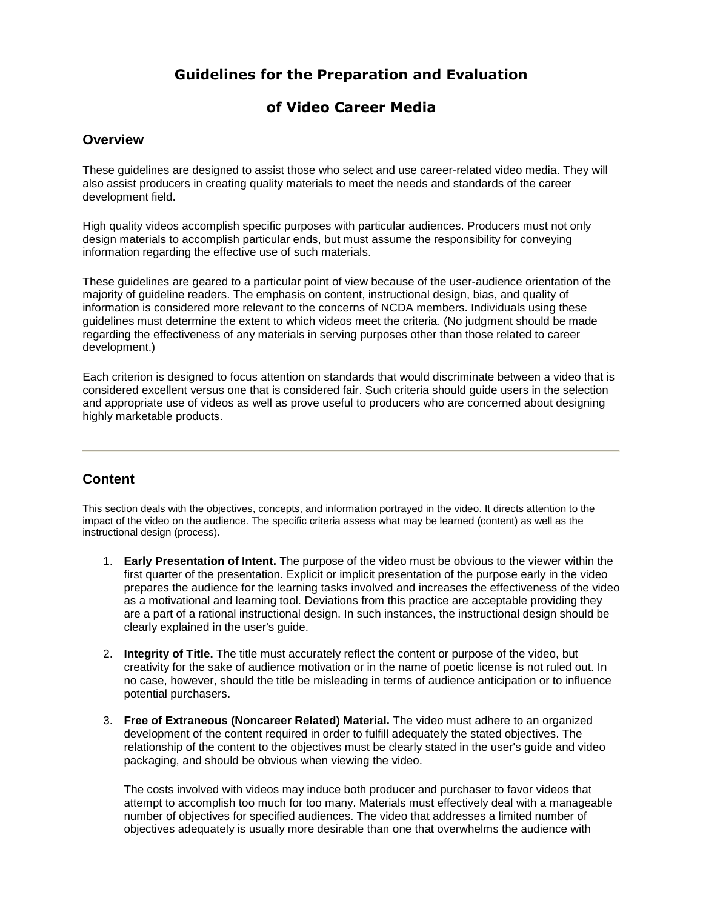# Guidelines for the Preparation and Evaluation

# of Video Career Media

## Overview

These guidelines are designed to assist those who select and use career-related video media. They will also assist producers in creating quality materials to meet the needs and standards of the career development field.

High quality videos accomplish specific purposes with particular audiences. Producers must not only design materials to accomplish particular ends, but must assume the responsibility for conveying information regarding the effective use of such materials.

These guidelines are geared to a particular point of view because of the user-audience orientation of the majority of guideline readers. The emphasis on content, instructional design, bias, and quality of information is considered more relevant to the concerns of NCDA members. Individuals using these guidelines must determine the extent to which videos meet the criteria. (No judgment should be made regarding the effectiveness of any materials in serving purposes other than those related to career development.)

Each criterion is designed to focus attention on standards that would discriminate between a video that is considered excellent versus one that is considered fair. Such criteria should guide users in the selection and appropriate use of videos as well as prove useful to producers who are concerned about designing highly marketable products.

---

## Content

This section deals with the objectives, concepts, and information portrayed in the video. It directs attention to the impact of the video on the audience. The specific criteria assess what may be learned (content) as well as the instructional design (process).

1. **Early Presentation of Intent.** The purpose of the video must be obvious to the viewer within the first quarter of the presentation. Explicit or implicit presentation of the purpose early in the video prepares the audience for the learning tasks involved and increases the effectiveness of the video as a motivational and learning tool. Deviations from this practice are acceptable providing they are a part of a rational instructional design. In such instances, the instructional design should be clearly explained in the user's guide.

2. **Integrity of Title.** The title must accurately reflect the content or purpose of the video, but creativity for the sake of audience motivation or in the name of poetic license is not ruled out. In no case, however, should the title be misleading in terms of audience anticipation or to influence potential purchasers.

3. **Free of Extraneous (Noncareer Related) Material.** The video must adhere to an organized development of the content required in order to fulfill adequately the stated objectives. The relationship of the content to the objectives must be clearly stated in the user's guide and video packaging, and should be obvious when viewing the video.

   The costs involved with videos may induce both producer and purchaser to favor videos that attempt to accomplish too much for too many. Materials must effectively deal with a manageable number of objectives for specified audiences. The video that addresses a limited number of objectives adequately is usually more desirable than one that overwhelms the audience with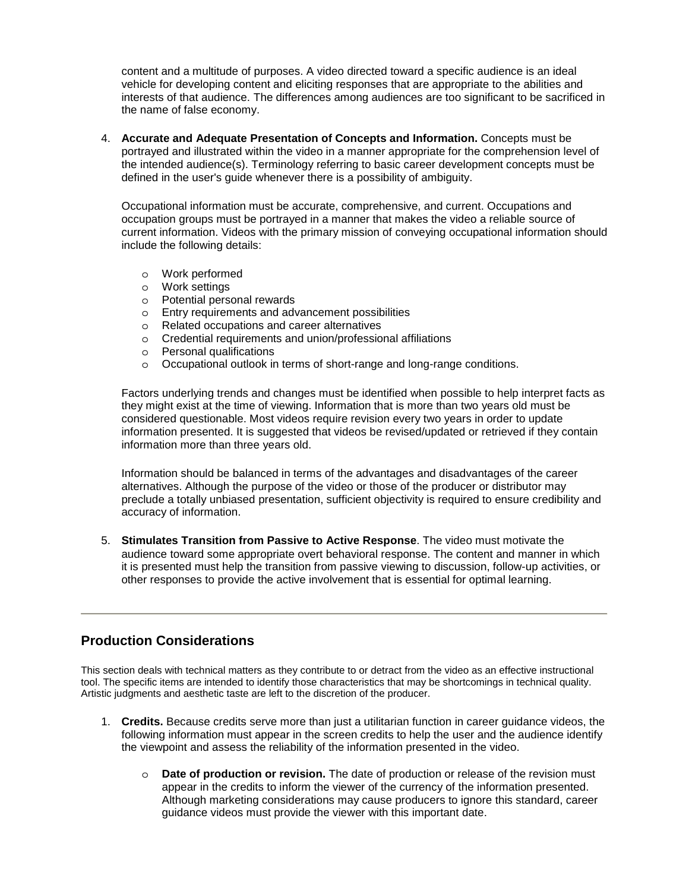content and a multitude of purposes. A video directed toward a specific audience is an ideal vehicle for developing content and eliciting responses that are appropriate to the abilities and interests of that audience. The differences among audiences are too significant to be sacrificed in the name of false economy.

4. **Accurate and Adequate Presentation of Concepts and Information.** Concepts must be portrayed and illustrated within the video in a manner appropriate for the comprehension level of the intended audience(s). Terminology referring to basic career development concepts must be defined in the user's guide whenever there is a possibility of ambiguity.

   Occupational information must be accurate, comprehensive, and current. Occupations and occupation groups must be portrayed in a manner that makes the video a reliable source of current information. Videos with the primary mission of conveying occupational information should include the following details:

   - Work performed
   - Work settings
   - Potential personal rewards
   - Entry requirements and advancement possibilities
   - Related occupations and career alternatives
   - Credential requirements and union/professional affiliations
   - Personal qualifications
   - Occupational outlook in terms of short-range and long-range conditions.

   Factors underlying trends and changes must be identified when possible to help interpret facts as they might exist at the time of viewing. Information that is more than two years old must be considered questionable. Most videos require revision every two years in order to update information presented. It is suggested that videos be revised/updated or retrieved if they contain information more than three years old.

   Information should be balanced in terms of the advantages and disadvantages of the career alternatives. Although the purpose of the video or those of the producer or distributor may preclude a totally unbiased presentation, sufficient objectivity is required to ensure credibility and accuracy of information.

5. **Stimulates Transition from Passive to Active Response**. The video must motivate the audience toward some appropriate overt behavioral response. The content and manner in which it is presented must help the transition from passive viewing to discussion, follow-up activities, or other responses to provide the active involvement that is essential for optimal learning.

---

## Production Considerations

This section deals with technical matters as they contribute to or detract from the video as an effective instructional tool. The specific items are intended to identify those characteristics that may be shortcomings in technical quality. Artistic judgments and aesthetic taste are left to the discretion of the producer.

1. **Credits.** Because credits serve more than just a utilitarian function in career guidance videos, the following information must appear in the screen credits to help the user and the audience identify the viewpoint and assess the reliability of the information presented in the video.

   - **Date of production or revision.** The date of production or release of the revision must appear in the credits to inform the viewer of the currency of the information presented. Although marketing considerations may cause producers to ignore this standard, career guidance videos must provide the viewer with this important date.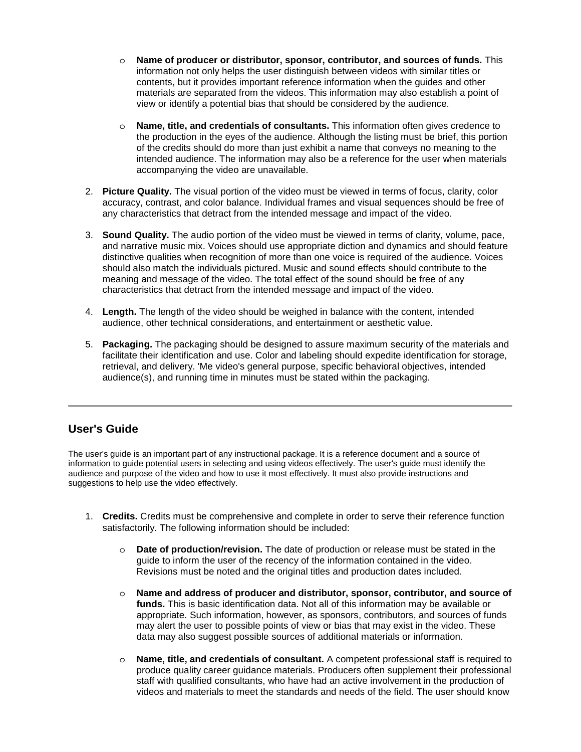- **Name of producer or distributor, sponsor, contributor, and sources of funds.** This information not only helps the user distinguish between videos with similar titles or contents, but it provides important reference information when the guides and other materials are separated from the videos. This information may also establish a point of view or identify a potential bias that should be considered by the audience.

- **Name, title, and credentials of consultants.** This information often gives credence to the production in the eyes of the audience. Although the listing must be brief, this portion of the credits should do more than just exhibit a name that conveys no meaning to the intended audience. The information may also be a reference for the user when materials accompanying the video are unavailable.

2. **Picture Quality.** The visual portion of the video must be viewed in terms of focus, clarity, color accuracy, contrast, and color balance. Individual frames and visual sequences should be free of any characteristics that detract from the intended message and impact of the video.

3. **Sound Quality.** The audio portion of the video must be viewed in terms of clarity, volume, pace, and narrative music mix. Voices should use appropriate diction and dynamics and should feature distinctive qualities when recognition of more than one voice is required of the audience. Voices should also match the individuals pictured. Music and sound effects should contribute to the meaning and message of the video. The total effect of the sound should be free of any characteristics that detract from the intended message and impact of the video.

4. **Length.** The length of the video should be weighed in balance with the content, intended audience, other technical considerations, and entertainment or aesthetic value.

5. **Packaging.** The packaging should be designed to assure maximum security of the materials and facilitate their identification and use. Color and labeling should expedite identification for storage, retrieval, and delivery. 'Me video's general purpose, specific behavioral objectives, intended audience(s), and running time in minutes must be stated within the packaging.

---

## User's Guide

The user's guide is an important part of any instructional package. It is a reference document and a source of information to guide potential users in selecting and using videos effectively. The user's guide must identify the audience and purpose of the video and how to use it most effectively. It must also provide instructions and suggestions to help use the video effectively.

1. **Credits.** Credits must be comprehensive and complete in order to serve their reference function satisfactorily. The following information should be included:

    - **Date of production/revision.** The date of production or release must be stated in the guide to inform the user of the recency of the information contained in the video. Revisions must be noted and the original titles and production dates included.

    - **Name and address of producer and distributor, sponsor, contributor, and source of funds.** This is basic identification data. Not all of this information may be available or appropriate. Such information, however, as sponsors, contributors, and sources of funds may alert the user to possible points of view or bias that may exist in the video. These data may also suggest possible sources of additional materials or information.

    - **Name, title, and credentials of consultant.** A competent professional staff is required to produce quality career guidance materials. Producers often supplement their professional staff with qualified consultants, who have had an active involvement in the production of videos and materials to meet the standards and needs of the field. The user should know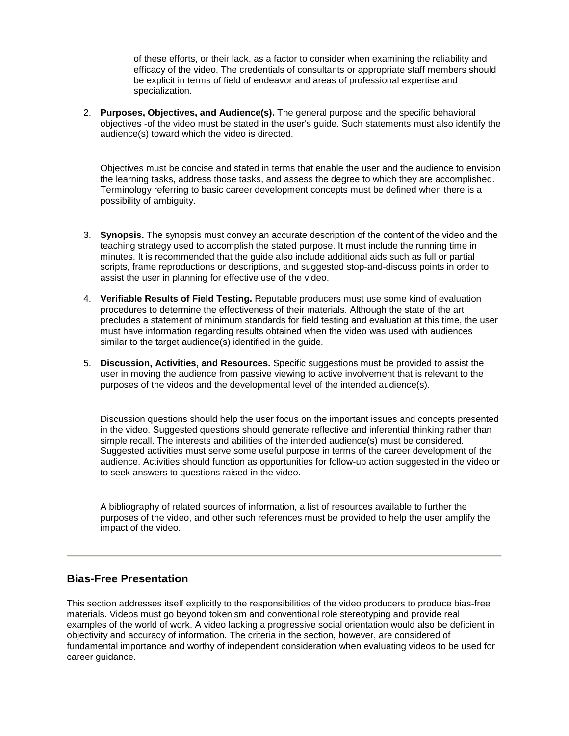of these efforts, or their lack, as a factor to consider when examining the reliability and efficacy of the video. The credentials of consultants or appropriate staff members should be explicit in terms of field of endeavor and areas of professional expertise and specialization.

2. **Purposes, Objectives, and Audience(s).** The general purpose and the specific behavioral objectives -of the video must be stated in the user's guide. Such statements must also identify the audience(s) toward which the video is directed.

   Objectives must be concise and stated in terms that enable the user and the audience to envision the learning tasks, address those tasks, and assess the degree to which they are accomplished. Terminology referring to basic career development concepts must be defined when there is a possibility of ambiguity.

3. **Synopsis.** The synopsis must convey an accurate description of the content of the video and the teaching strategy used to accomplish the stated purpose. It must include the running time in minutes. It is recommended that the guide also include additional aids such as full or partial scripts, frame reproductions or descriptions, and suggested stop-and-discuss points in order to assist the user in planning for effective use of the video.

4. **Verifiable Results of Field Testing.** Reputable producers must use some kind of evaluation procedures to determine the effectiveness of their materials. Although the state of the art precludes a statement of minimum standards for field testing and evaluation at this time, the user must have information regarding results obtained when the video was used with audiences similar to the target audience(s) identified in the guide.

5. **Discussion, Activities, and Resources.** Specific suggestions must be provided to assist the user in moving the audience from passive viewing to active involvement that is relevant to the purposes of the videos and the developmental level of the intended audience(s).

   Discussion questions should help the user focus on the important issues and concepts presented in the video. Suggested questions should generate reflective and inferential thinking rather than simple recall. The interests and abilities of the intended audience(s) must be considered. Suggested activities must serve some useful purpose in terms of the career development of the audience. Activities should function as opportunities for follow-up action suggested in the video or to seek answers to questions raised in the video.

   A bibliography of related sources of information, a list of resources available to further the purposes of the video, and other such references must be provided to help the user amplify the impact of the video.

---

## Bias-Free Presentation

This section addresses itself explicitly to the responsibilities of the video producers to produce bias-free materials. Videos must go beyond tokenism and conventional role stereotyping and provide real examples of the world of work. A video lacking a progressive social orientation would also be deficient in objectivity and accuracy of information. The criteria in the section, however, are considered of fundamental importance and worthy of independent consideration when evaluating videos to be used for career guidance.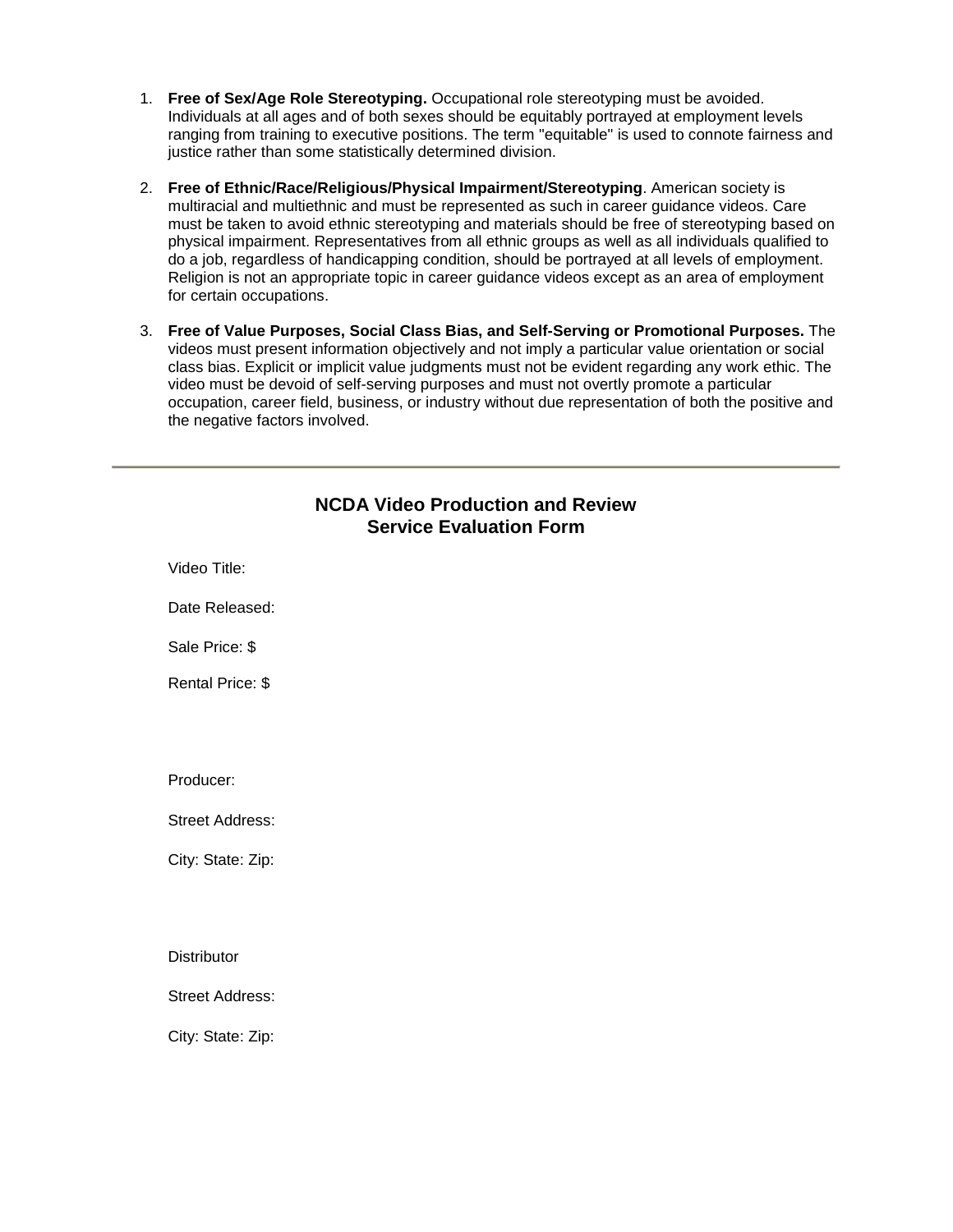1. **Free of Sex/Age Role Stereotyping.** Occupational role stereotyping must be avoided. Individuals at all ages and of both sexes should be equitably portrayed at employment levels ranging from training to executive positions. The term "equitable" is used to connote fairness and justice rather than some statistically determined division.

2. **Free of Ethnic/Race/Religious/Physical Impairment/Stereotyping**. American society is multiracial and multiethnic and must be represented as such in career guidance videos. Care must be taken to avoid ethnic stereotyping and materials should be free of stereotyping based on physical impairment. Representatives from all ethnic groups as well as all individuals qualified to do a job, regardless of handicapping condition, should be portrayed at all levels of employment. Religion is not an appropriate topic in career guidance videos except as an area of employment for certain occupations.

3. **Free of Value Purposes, Social Class Bias, and Self-Serving or Promotional Purposes.** The videos must present information objectively and not imply a particular value orientation or social class bias. Explicit or implicit value judgments must not be evident regarding any work ethic. The video must be devoid of self-serving purposes and must not overtly promote a particular occupation, career field, business, or industry without due representation of both the positive and the negative factors involved.

---

## NCDA Video Production and Review Service Evaluation Form

Video Title:

Date Released:

Sale Price: $

Rental Price: $

Producer:

Street Address:

City: State: Zip:

Distributor

Street Address:

City: State: Zip: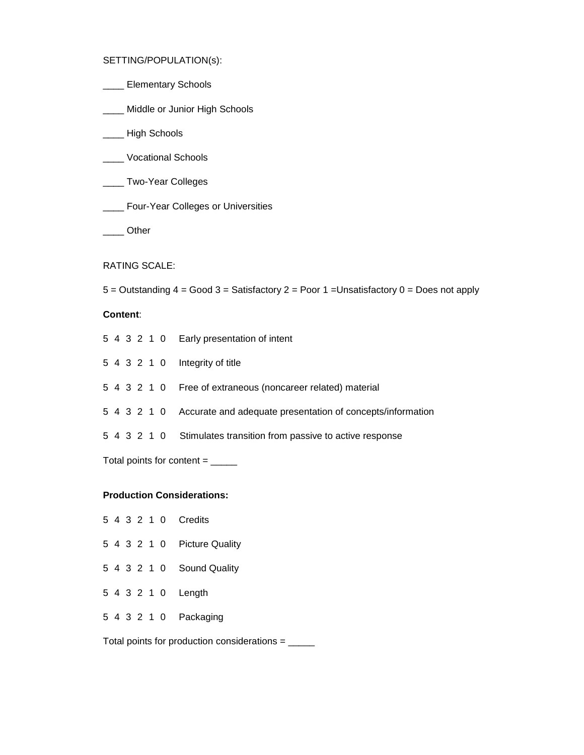SETTING/POPULATION(s):

____ Elementary Schools

____ Middle or Junior High Schools

____ High Schools

____ Vocational Schools

____ Two-Year Colleges

____ Four-Year Colleges or Universities

____ Other

RATING SCALE:

5 = Outstanding 4 = Good 3 = Satisfactory 2 = Poor 1 =Unsatisfactory 0 = Does not apply

**Content**:

5 4 3 2 1 0 Early presentation of intent

5 4 3 2 1 0 Integrity of title

5 4 3 2 1 0 Free of extraneous (noncareer related) material

5 4 3 2 1 0 Accurate and adequate presentation of concepts/information

5 4 3 2 1 0 Stimulates transition from passive to active response

Total points for content = _____

**Production Considerations:**

5 4 3 2 1 0 Credits

5 4 3 2 1 0 Picture Quality

5 4 3 2 1 0 Sound Quality

5 4 3 2 1 0 Length

5 4 3 2 1 0 Packaging

Total points for production considerations = _____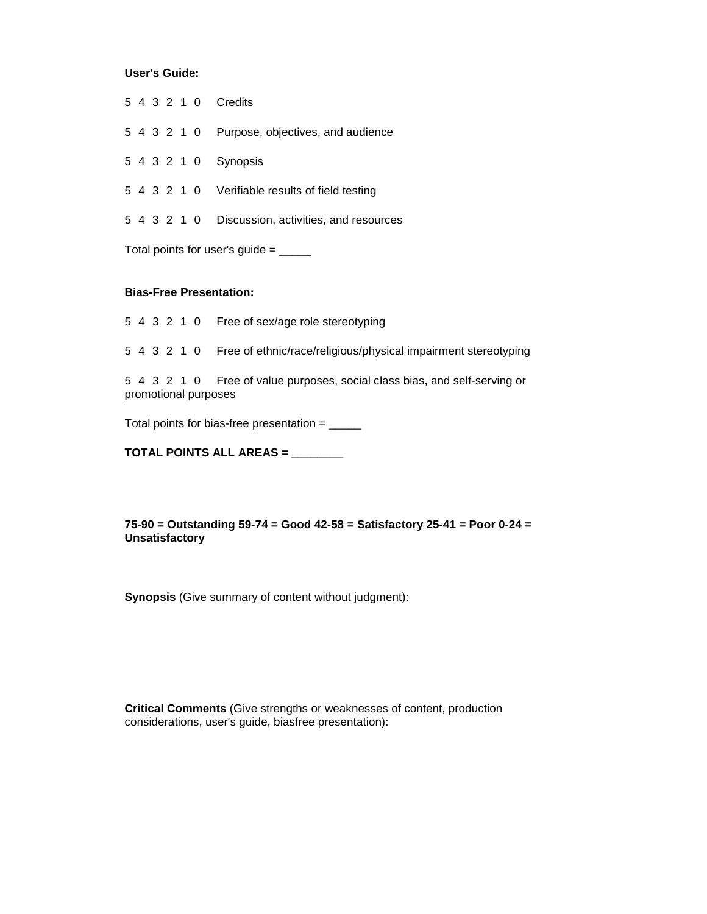**User's Guide:**

5 4 3 2 1 0 Credits

5 4 3 2 1 0 Purpose, objectives, and audience

5 4 3 2 1 0 Synopsis

5 4 3 2 1 0 Verifiable results of field testing

5 4 3 2 1 0 Discussion, activities, and resources

Total points for user's guide = _____

**Bias-Free Presentation:**

5 4 3 2 1 0 Free of sex/age role stereotyping

5 4 3 2 1 0 Free of ethnic/race/religious/physical impairment stereotyping

5 4 3 2 1 0 Free of value purposes, social class bias, and self-serving or promotional purposes

Total points for bias-free presentation = _____

**TOTAL POINTS ALL AREAS = _______**

**75-90 = Outstanding 59-74 = Good 42-58 = Satisfactory 25-41 = Poor 0-24 = Unsatisfactory**

**Synopsis** (Give summary of content without judgment):

**Critical Comments** (Give strengths or weaknesses of content, production considerations, user's guide, biasfree presentation):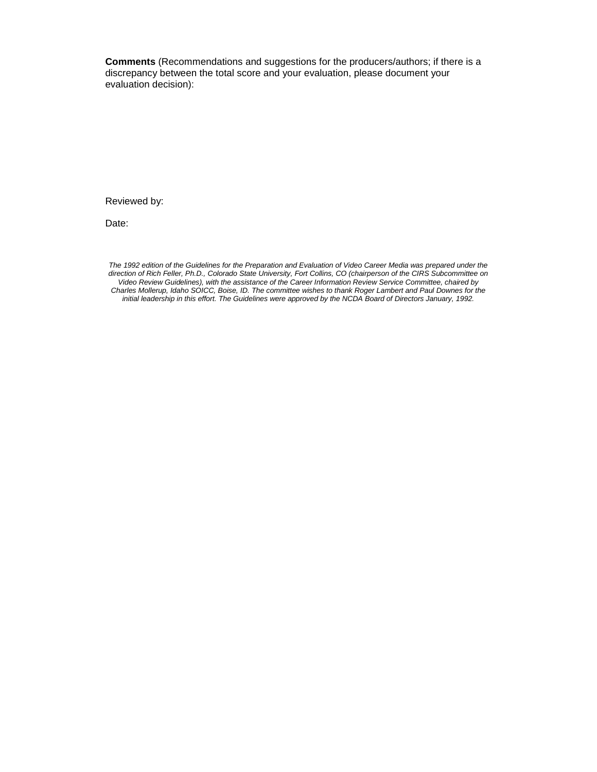**Comments** (Recommendations and suggestions for the producers/authors; if there is a discrepancy between the total score and your evaluation, please document your evaluation decision):

Reviewed by:

Date:

*The 1992 edition of the Guidelines for the Preparation and Evaluation of Video Career Media was prepared under the direction of Rich Feller, Ph.D., Colorado State University, Fort Collins, CO (chairperson of the CIRS Subcommittee on Video Review Guidelines), with the assistance of the Career Information Review Service Committee, chaired by Charles Mollerup, Idaho SOICC, Boise, ID. The committee wishes to thank Roger Lambert and Paul Downes for the initial leadership in this effort. The Guidelines were approved by the NCDA Board of Directors January, 1992.*